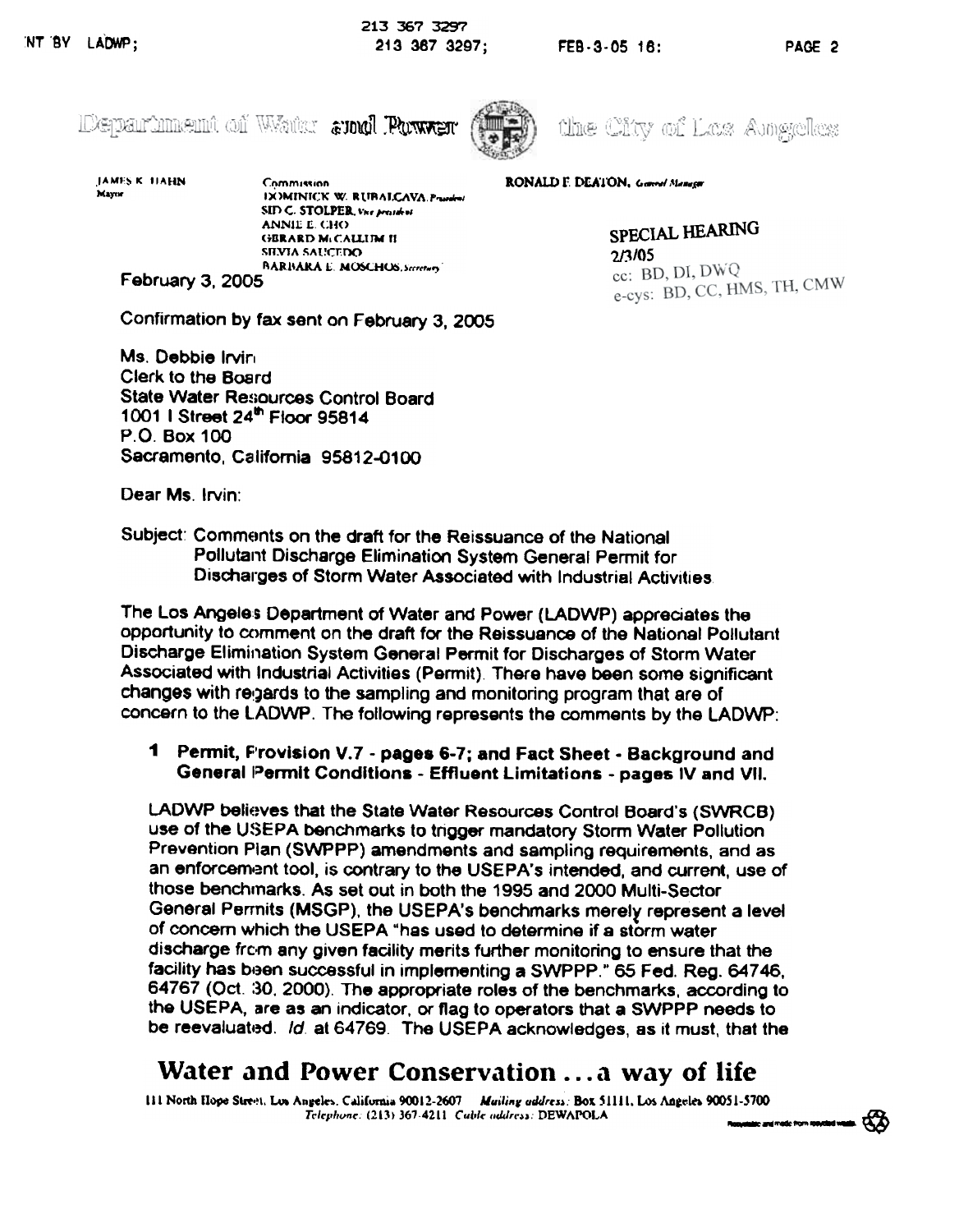Department of Water and Power — the City of Los Angeles

JAMES K. HAHN
Mayor

Commission
DOMINICK W. RUBALCAVA, *President*
SID C. STOLPER, *Vice president*
ANNIE E. CHO
GERARD McCALLUM II
SILVIA SAUCEDO
BARBARA E. MOSCHOS, *Secretary*

RONALD F. DEATON, *General Manager*

SPECIAL HEARING
2/3/05
cc: BD, DI, DWQ
e-cys: BD, CC, HMS, TH, CMW

February 3, 2005

Confirmation by fax sent on February 3, 2005

Ms. Debbie Irvin
Clerk to the Board
State Water Resources Control Board
1001 I Street 24th Floor 95814
P.O. Box 100
Sacramento, California 95812-0100

Dear Ms. Irvin:

Subject: Comments on the draft for the Reissuance of the National Pollutant Discharge Elimination System General Permit for Discharges of Storm Water Associated with Industrial Activities

The Los Angeles Department of Water and Power (LADWP) appreciates the opportunity to comment on the draft for the Reissuance of the National Pollutant Discharge Elimination System General Permit for Discharges of Storm Water Associated with Industrial Activities (Permit). There have been some significant changes with regards to the sampling and monitoring program that are of concern to the LADWP. The following represents the comments by the LADWP:

**1 Permit, Provision V.7 - pages 6-7; and Fact Sheet - Background and General Permit Conditions - Effluent Limitations - pages IV and VII.**

LADWP believes that the State Water Resources Control Board's (SWRCB) use of the USEPA benchmarks to trigger mandatory Storm Water Pollution Prevention Plan (SWPPP) amendments and sampling requirements, and as an enforcement tool, is contrary to the USEPA's intended, and current, use of those benchmarks. As set out in both the 1995 and 2000 Multi-Sector General Permits (MSGP), the USEPA's benchmarks merely represent a level of concern which the USEPA "has used to determine if a storm water discharge from any given facility merits further monitoring to ensure that the facility has been successful in implementing a SWPPP." 65 Fed. Reg. 64746, 64767 (Oct. 30, 2000). The appropriate roles of the benchmarks, according to the USEPA, are as an indicator, or flag to operators that a SWPPP needs to be reevaluated. *Id.* at 64769. The USEPA acknowledges, as it must, that the

**Water and Power Conservation ... a way of life**

111 North Hope Street, Los Angeles, California 90012-2607 *Mailing address:* Box 51111, Los Angeles 90051-5700
*Telephone:* (213) 367-4211 *Cable address:* DEWAPOLA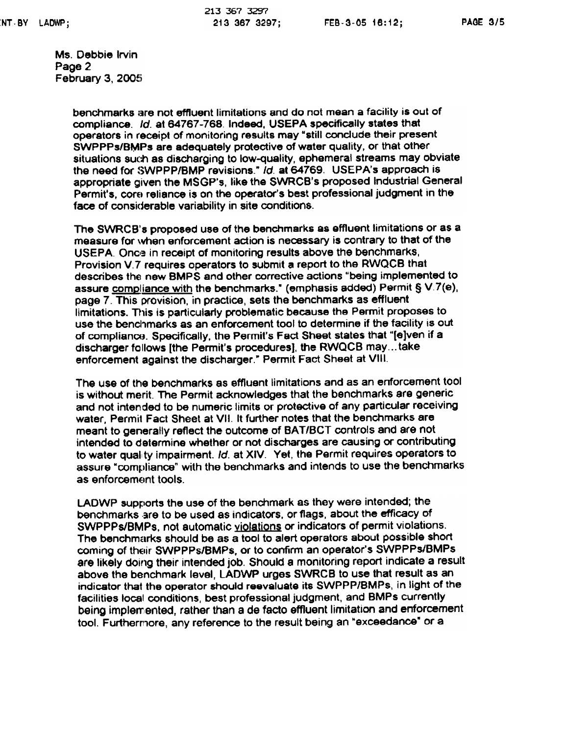Ms. Debbie Irvin
Page 2
February 3, 2005

benchmarks are not effluent limitations and do not mean a facility is out of compliance. *Id.* at 64767-768. Indeed, USEPA specifically states that operators in receipt of monitoring results may "still conclude their present SWPPPs/BMPs are adequately protective of water quality, or that other situations such as discharging to low-quality, ephemeral streams may obviate the need for SWPPP/BMP revisions." *Id.* at 64769. USEPA's approach is appropriate given the MSGP's, like the SWRCB's proposed Industrial General Permit's, core reliance is on the operator's best professional judgment in the face of considerable variability in site conditions.

The SWRCB's proposed use of the benchmarks as effluent limitations or as a measure for when enforcement action is necessary is contrary to that of the USEPA. Once in receipt of monitoring results above the benchmarks, Provision V.7 requires operators to submit a report to the RWQCB that describes the new BMPS and other corrective actions "being implemented to assure <u>compliance with</u> the benchmarks." (emphasis added) Permit § V.7(e), page 7. This provision, in practice, sets the benchmarks as effluent limitations. This is particularly problematic because the Permit proposes to use the benchmarks as an enforcement tool to determine if the facility is out of compliance. Specifically, the Permit's Fact Sheet states that "[e]ven if a discharger follows [the Permit's procedures], the RWQCB may...take enforcement against the discharger." Permit Fact Sheet at VIII.

The use of the benchmarks as effluent limitations and as an enforcement tool is without merit. The Permit acknowledges that the benchmarks are generic and not intended to be numeric limits or protective of any particular receiving water, Permit Fact Sheet at VII. It further notes that the benchmarks are meant to generally reflect the outcome of BAT/BCT controls and are not intended to determine whether or not discharges are causing or contributing to water quality impairment. *Id.* at XIV. Yet, the Permit requires operators to assure "compliance" with the benchmarks and intends to use the benchmarks as enforcement tools.

LADWP supports the use of the benchmark as they were intended; the benchmarks are to be used as indicators, or flags, about the efficacy of SWPPPs/BMPs, not automatic <u>violations</u> or indicators of permit violations. The benchmarks should be as a tool to alert operators about possible short coming of their SWPPPs/BMPs, or to confirm an operator's SWPPPs/BMPs are likely doing their intended job. Should a monitoring report indicate a result above the benchmark level, LADWP urges SWRCB to use that result as an indicator that the operator should reevaluate its SWPPP/BMPs, in light of the facilities local conditions, best professional judgment, and BMPs currently being implemented, rather than a de facto effluent limitation and enforcement tool. Furthermore, any reference to the result being an "exceedance" or a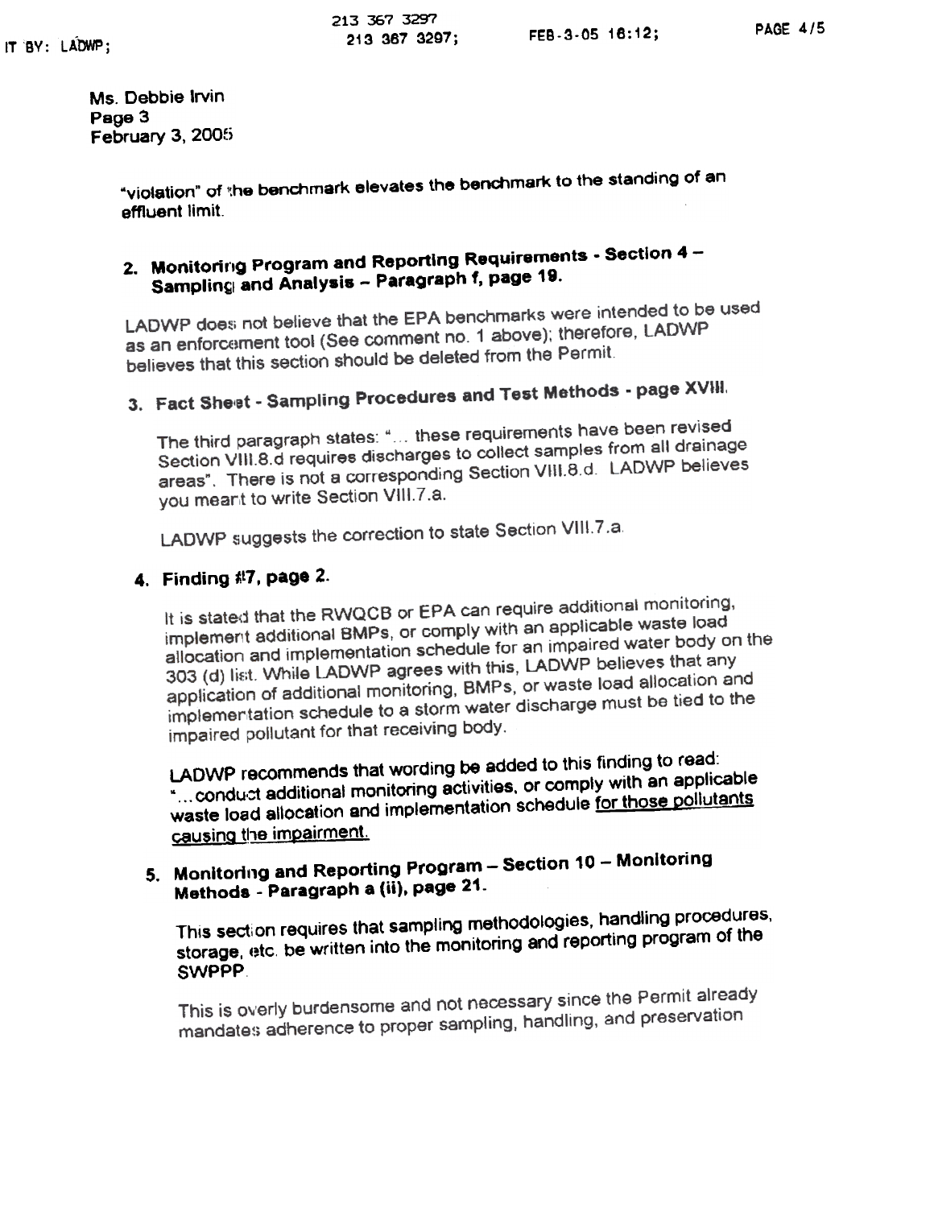Ms. Debbie Irvin
Page 3
February 3, 2005

"violation" of the benchmark elevates the benchmark to the standing of an effluent limit.

2. **Monitoring Program and Reporting Requirements - Section 4 – Sampling and Analysis – Paragraph f, page 19.**

   LADWP does not believe that the EPA benchmarks were intended to be used as an enforcement tool (See comment no. 1 above); therefore, LADWP believes that this section should be deleted from the Permit.

3. **Fact Sheet - Sampling Procedures and Test Methods - page XVIII.**

   The third paragraph states: "... these requirements have been revised Section VIII.8.d requires discharges to collect samples from all drainage areas". There is not a corresponding Section VIII.8.d. LADWP believes you meant to write Section VIII.7.a.

   LADWP suggests the correction to state Section VIII.7.a.

4. **Finding #7, page 2.**

   It is stated that the RWQCB or EPA can require additional monitoring, implement additional BMPs, or comply with an applicable waste load allocation and implementation schedule for an impaired water body on the 303 (d) list. While LADWP agrees with this, LADWP believes that any application of additional monitoring, BMPs, or waste load allocation and implementation schedule to a storm water discharge must be tied to the impaired pollutant for that receiving body.

   LADWP recommends that wording be added to this finding to read: "...conduct additional monitoring activities, or comply with an applicable waste load allocation and implementation schedule <u>for those pollutants causing the impairment.</u>

5. **Monitoring and Reporting Program – Section 10 – Monitoring Methods - Paragraph a (ii), page 21.**

   This section requires that sampling methodologies, handling procedures, storage, etc. be written into the monitoring and reporting program of the SWPPP.

   This is overly burdensome and not necessary since the Permit already mandates adherence to proper sampling, handling, and preservation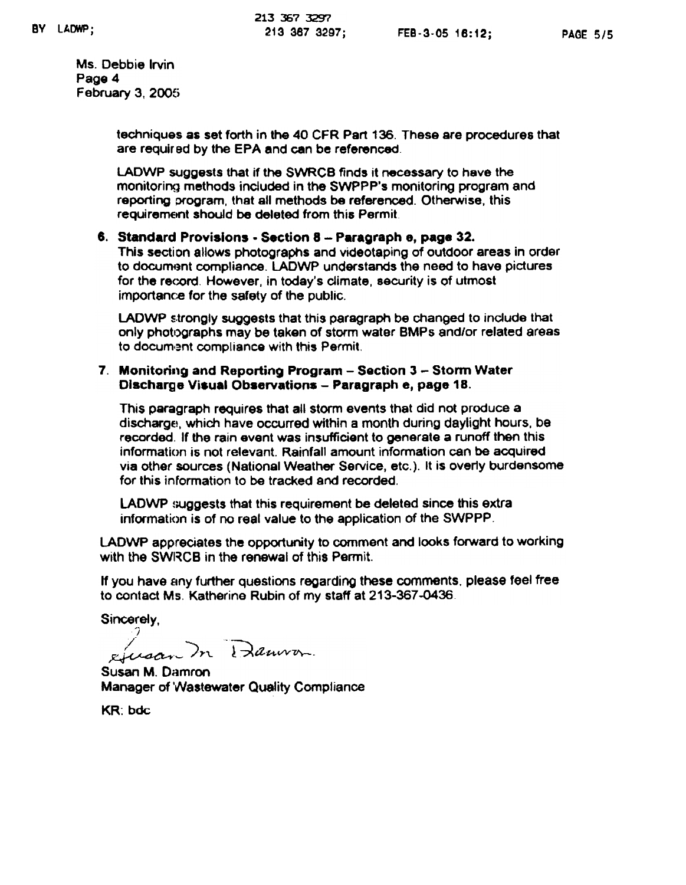Ms. Debbie Irvin
Page 4
February 3, 2005

techniques as set forth in the 40 CFR Part 136. These are procedures that are required by the EPA and can be referenced.

LADWP suggests that if the SWRCB finds it necessary to have the monitoring methods included in the SWPPP's monitoring program and reporting program, that all methods be referenced. Otherwise, this requirement should be deleted from this Permit.

6. **Standard Provisions - Section 8 – Paragraph e, page 32.**
   This section allows photographs and videotaping of outdoor areas in order to document compliance. LADWP understands the need to have pictures for the record. However, in today's climate, security is of utmost importance for the safety of the public.

   LADWP strongly suggests that this paragraph be changed to include that only photographs may be taken of storm water BMPs and/or related areas to document compliance with this Permit.

7. **Monitoring and Reporting Program – Section 3 – Storm Water Discharge Visual Observations – Paragraph e, page 18.**

   This paragraph requires that all storm events that did not produce a discharge, which have occurred within a month during daylight hours, be recorded. If the rain event was insufficient to generate a runoff then this information is not relevant. Rainfall amount information can be acquired via other sources (National Weather Service, etc.). It is overly burdensome for this information to be tracked and recorded.

   LADWP suggests that this requirement be deleted since this extra information is of no real value to the application of the SWPPP.

LADWP appreciates the opportunity to comment and looks forward to working with the SWRCB in the renewal of this Permit.

If you have any further questions regarding these comments, please feel free to contact Ms. Katherine Rubin of my staff at 213-367-0436.

Sincerely,

Susan M. Damron

Susan M. Damron
Manager of Wastewater Quality Compliance

KR: bdc